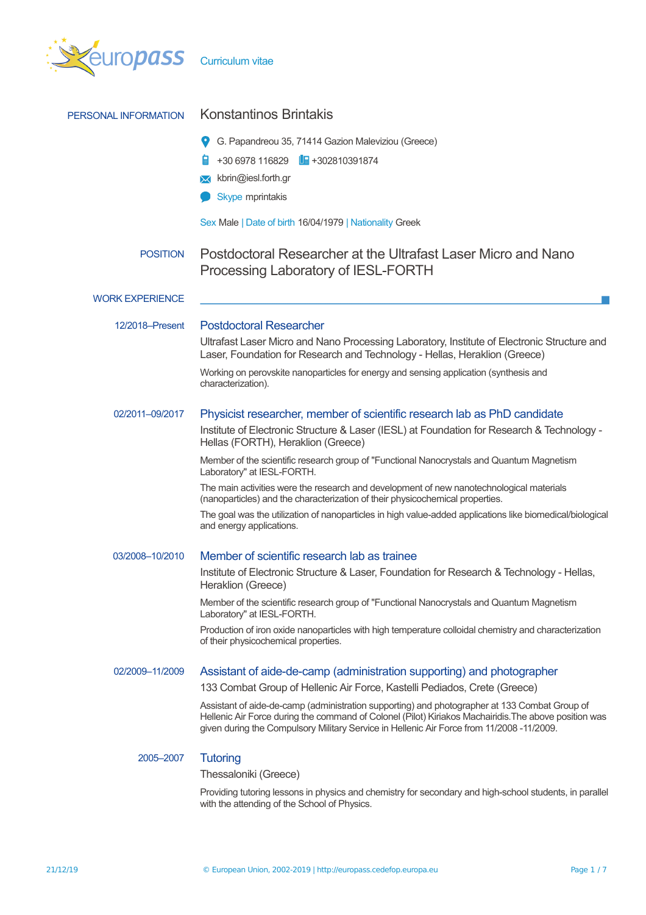# Curriculum vitae

## PERSONAL INFORMATION

**Konstantinos Brintakis**

G. Papandreou 35, 71414 Gazion Maleviziou (Greece)

+30 6978 116829 +302810391874

kbrin@iesl.forth.gr

Skype mprintakis

Sex Male | Date of birth 16/04/1979 | Nationality Greek

## POSITION

Postdoctoral Researcher at the Ultrafast Laser Micro and Nano Processing Laboratory of IESL-FORTH

## WORK EXPERIENCE

**12/2018–Present**

### Postdoctoral Researcher

Ultrafast Laser Micro and Nano Processing Laboratory, Institute of Electronic Structure and Laser, Foundation for Research and Technology - Hellas, Heraklion (Greece)

Working on perovskite nanoparticles for energy and sensing application (synthesis and characterization).

**02/2011–09/2017**

### Physicist researcher, member of scientific research lab as PhD candidate

Institute of Electronic Structure & Laser (IESL) at Foundation for Research & Technology - Hellas (FORTH), Heraklion (Greece)

Member of the scientific research group of "Functional Nanocrystals and Quantum Magnetism Laboratory" at IESL-FORTH.

The main activities were the research and development of new nanotechnological materials (nanoparticles) and the characterization of their physicochemical properties.

The goal was the utilization of nanoparticles in high value-added applications like biomedical/biological and energy applications.

**03/2008–10/2010**

### Member of scientific research lab as trainee

Institute of Electronic Structure & Laser, Foundation for Research & Technology - Hellas, Heraklion (Greece)

Member of the scientific research group of "Functional Nanocrystals and Quantum Magnetism Laboratory" at IESL-FORTH.

Production of iron oxide nanoparticles with high temperature colloidal chemistry and characterization of their physicochemical properties.

**02/2009–11/2009**

### Assistant of aide-de-camp (administration supporting) and photographer

133 Combat Group of Hellenic Air Force, Kastelli Pediados, Crete (Greece)

Assistant of aide-de-camp (administration supporting) and photographer at 133 Combat Group of Hellenic Air Force during the command of Colonel (Pilot) Kiriakos Machairidis.The above position was given during the Compulsory Military Service in Hellenic Air Force from 11/2008 -11/2009.

**2005–2007**

### Tutoring

Thessaloniki (Greece)

Providing tutoring lessons in physics and chemistry for secondary and high-school students, in parallel with the attending of the School of Physics.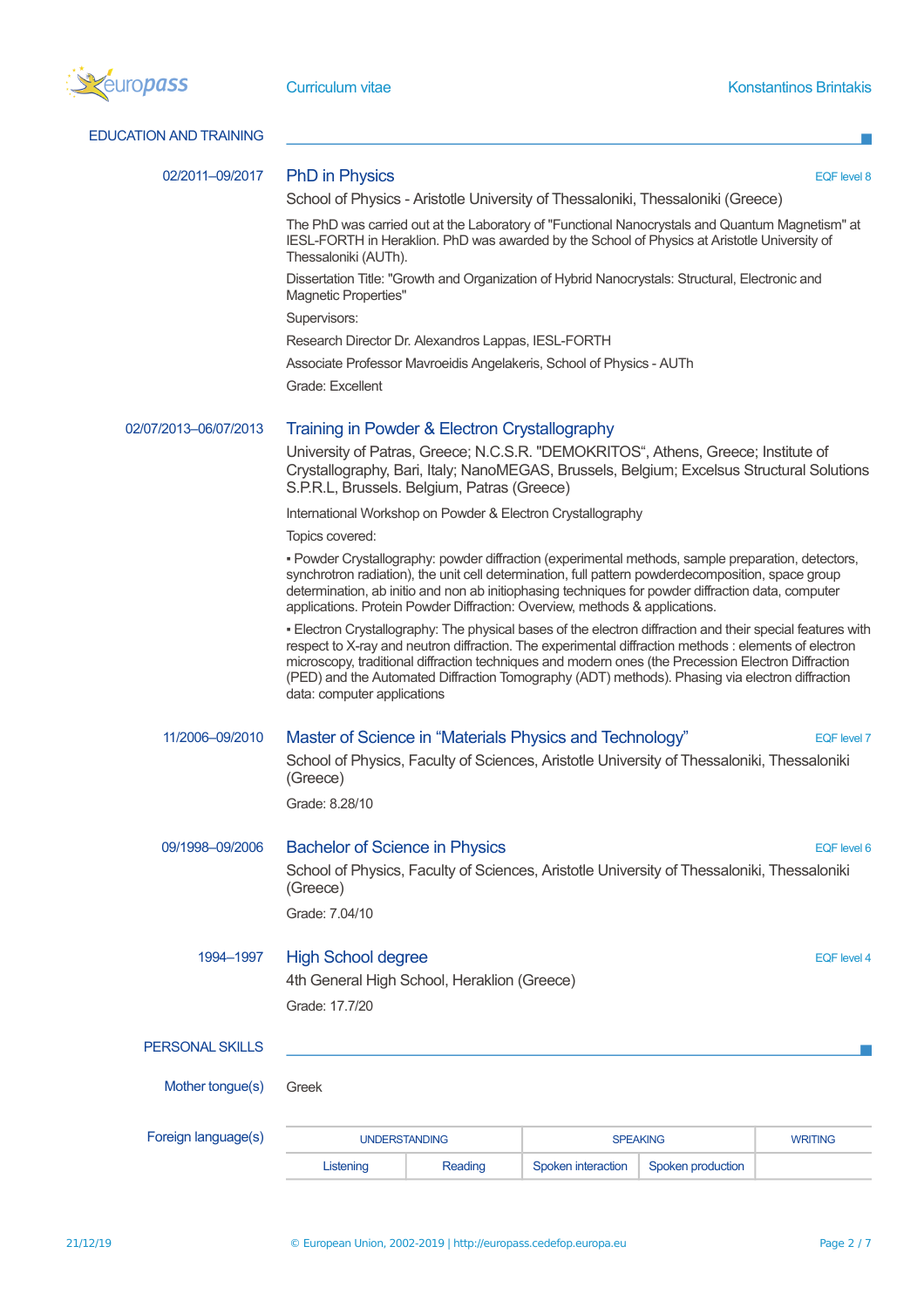## EDUCATION AND TRAINING

**02/2011–09/2017**

### PhD in Physics

EQF level 8

School of Physics - Aristotle University of Thessaloniki, Thessaloniki (Greece)

The PhD was carried out at the Laboratory of "Functional Nanocrystals and Quantum Magnetism" at IESL-FORTH in Heraklion. PhD was awarded by the School of Physics at Aristotle University of Thessaloniki (AUTh).

Dissertation Title: "Growth and Organization of Hybrid Nanocrystals: Structural, Electronic and Magnetic Properties"

Supervisors:

Research Director Dr. Alexandros Lappas, IESL-FORTH

Associate Professor Mavroeidis Angelakeris, School of Physics - AUTh

Grade: Excellent

**02/07/2013–06/07/2013**

### Training in Powder & Electron Crystallography

University of Patras, Greece; N.C.S.R. "DEMOKRITOS“, Athens, Greece; Institute of Crystallography, Bari, Italy; NanoMEGAS, Brussels, Belgium; Excelsus Structural Solutions S.P.R.L, Brussels. Belgium, Patras (Greece)

International Workshop on Powder & Electron Crystallography

Topics covered:

▪ Powder Crystallography: powder diffraction (experimental methods, sample preparation, detectors, synchrotron radiation), the unit cell determination, full pattern powderdecomposition, space group determination, ab initio and non ab initiophasing techniques for powder diffraction data, computer applications. Protein Powder Diffraction: Overview, methods & applications.

▪ Electron Crystallography: The physical bases of the electron diffraction and their special features with respect to X-ray and neutron diffraction. The experimental diffraction methods : elements of electron microscopy, traditional diffraction techniques and modern ones (the Precession Electron Diffraction (PED) and the Automated Diffraction Tomography (ADT) methods). Phasing via electron diffraction data: computer applications

**11/2006–09/2010**

### Master of Science in “Materials Physics and Technology”

EQF level 7

School of Physics, Faculty of Sciences, Aristotle University of Thessaloniki, Thessaloniki (Greece)

Grade: 8.28/10

**09/1998–09/2006**

### Bachelor of Science in Physics

EQF level 6

School of Physics, Faculty of Sciences, Aristotle University of Thessaloniki, Thessaloniki (Greece)

Grade: 7.04/10

**1994–1997**

### High School degree

EQF level 4

4th General High School, Heraklion (Greece)

Grade: 17.7/20

## PERSONAL SKILLS

**Mother tongue(s)** Greek

**Foreign language(s)**

| UNDERSTANDING | | SPEAKING | | WRITING |
|---|---|---|---|---|
| Listening | Reading | Spoken interaction | Spoken production | |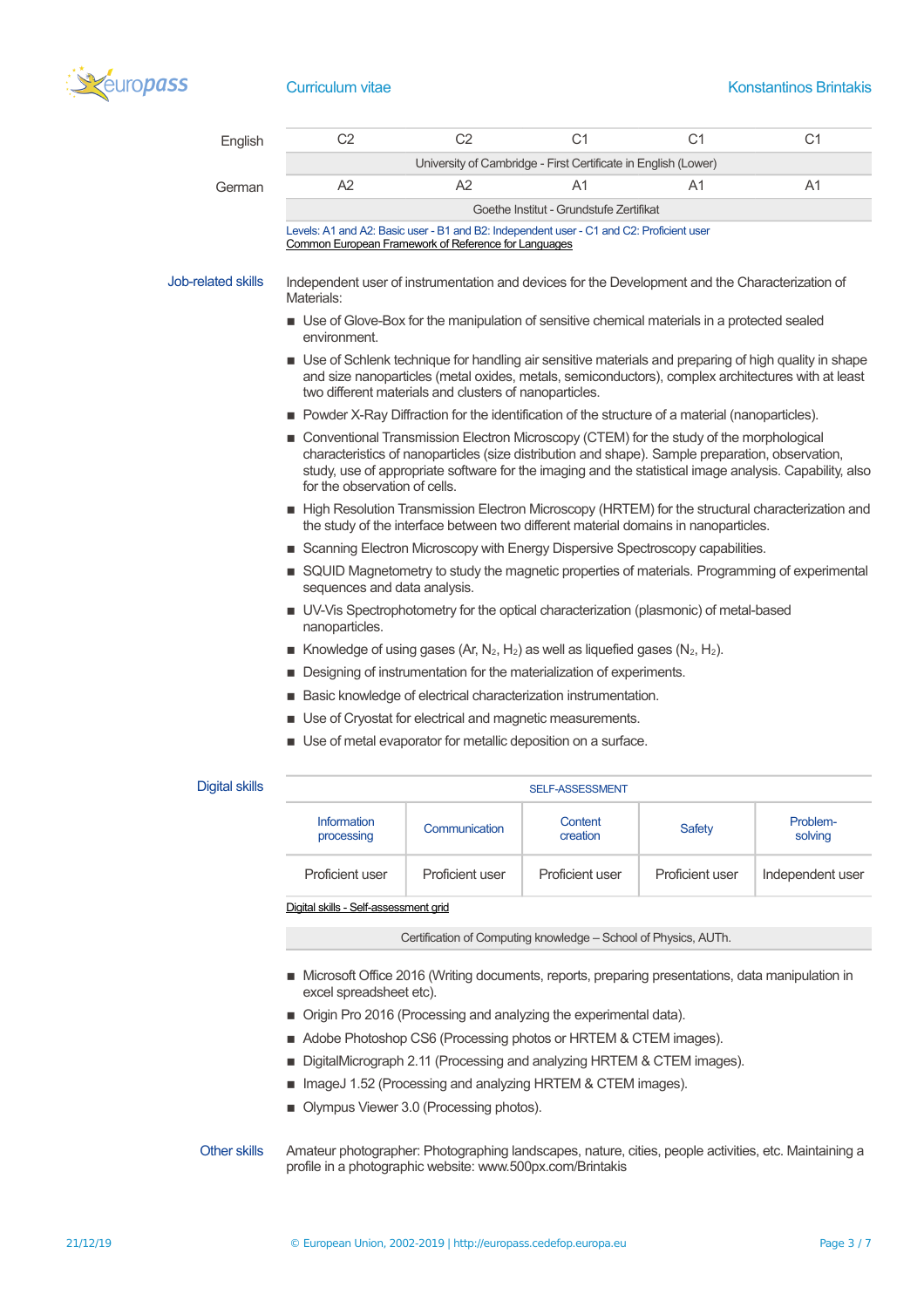| | | | | | |
|---|---|---|---|---|---|
| English | C2 | C2 | C1 | C1 | C1 |
| | University of Cambridge - First Certificate in English (Lower) | | | | |
| German | A2 | A2 | A1 | A1 | A1 |
| | Goethe Institut - Grundstufe Zertifikat | | | | |

Levels: A1 and A2: Basic user - B1 and B2: Independent user - C1 and C2: Proficient user
Common European Framework of Reference for Languages

**Job-related skills**

Independent user of instrumentation and devices for the Development and the Characterization of Materials:

- Use of Glove-Box for the manipulation of sensitive chemical materials in a protected sealed environment.
- Use of Schlenk technique for handling air sensitive materials and preparing of high quality in shape and size nanoparticles (metal oxides, metals, semiconductors), complex architectures with at least two different materials and clusters of nanoparticles.
- Powder X-Ray Diffraction for the identification of the structure of a material (nanoparticles).
- Conventional Transmission Electron Microscopy (CTEM) for the study of the morphological characteristics of nanoparticles (size distribution and shape). Sample preparation, observation, study, use of appropriate software for the imaging and the statistical image analysis. Capability, also for the observation of cells.
- High Resolution Transmission Electron Microscopy (HRTEM) for the structural characterization and the study of the interface between two different material domains in nanoparticles.
- Scanning Electron Microscopy with Energy Dispersive Spectroscopy capabilities.
- SQUID Magnetometry to study the magnetic properties of materials. Programming of experimental sequences and data analysis.
- UV-Vis Spectrophotometry for the optical characterization (plasmonic) of metal-based nanoparticles.
- Knowledge of using gases (Ar, $N_2$, $H_2$) as well as liquefied gases ($N_2$, $H_2$).
- Designing of instrumentation for the materialization of experiments.
- Basic knowledge of electrical characterization instrumentation.
- Use of Cryostat for electrical and magnetic measurements.
- Use of metal evaporator for metallic deposition on a surface.

**Digital skills**

| SELF-ASSESSMENT | | | | |
|---|---|---|---|---|
| Information processing | Communication | Content creation | Safety | Problem-solving |
| Proficient user | Proficient user | Proficient user | Proficient user | Independent user |

Digital skills - Self-assessment grid

Certification of Computing knowledge – School of Physics, AUTh.

- Microsoft Office 2016 (Writing documents, reports, preparing presentations, data manipulation in excel spreadsheet etc).
- Origin Pro 2016 (Processing and analyzing the experimental data).
- Adobe Photoshop CS6 (Processing photos or HRTEM & CTEM images).
- DigitalMicrograph 2.11 (Processing and analyzing HRTEM & CTEM images).
- ImageJ 1.52 (Processing and analyzing HRTEM & CTEM images).
- Olympus Viewer 3.0 (Processing photos).

**Other skills**

Amateur photographer: Photographing landscapes, nature, cities, people activities, etc. Maintaining a profile in a photographic website: www.500px.com/Brintakis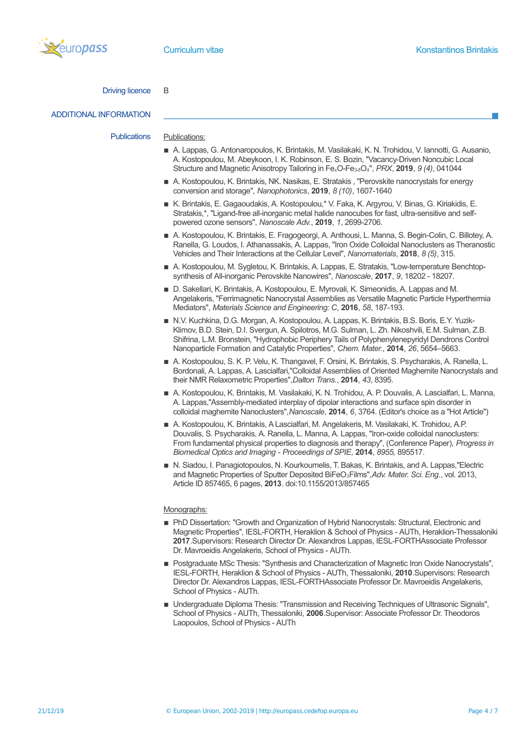Driving licence B

## ADDITIONAL INFORMATION

Publications

Publications:

- A. Lappas, G. Antonaropoulos, K. Brintakis, M. Vasilakaki, K. N. Trohidou, V. Iannotti, G. Ausanio, A. Kostopoulou, M. Abeykoon, I. K. Robinson, E. S. Bozin, "Vacancy-Driven Noncubic Local Structure and Magnetic Anisotropy Tailoring in $Fe_xO\text{-}Fe_{3-\delta}O_4$", *PRX*, **2019**, *9 (4)*, 041044
- A. Kostopoulou, K. Brintakis, NK. Nasikas, E. Stratakis , "Perovskite nanocrystals for energy conversion and storage", *Nanophotonics*, **2019**, *8 (10)*, 1607-1640
- K. Brintakis, E. Gagaoudakis, A. Kostopoulou,* V. Faka, K. Argyrou, V. Binas, G. Kiriakidis, E. Stratakis,*, "Ligand-free all-inorganic metal halide nanocubes for fast, ultra-sensitive and self-powered ozone sensors", *Nanoscale Adv.*, **2019**, *1*, 2699-2706.
- A. Kostopoulou, K. Brintakis, E. Fragogeorgi, A. Anthousi, L. Manna, S. Begin-Colin, C. Billotey, A. Ranella, G. Loudos, I. Athanassakis, A. Lappas, "Iron Oxide Colloidal Nanoclusters as Theranostic Vehicles and Their Interactions at the Cellular Level", *Nanomaterials*, **2018**, *8 (5)*, 315.
- A. Kostopoulou, M. Sygletou, K. Brintakis, A. Lappas, E. Stratakis, "Low-temperature Benchtop-synthesis of All-inorganic Perovskite Nanowires", *Nanoscale*, **2017**, *9*, 18202 - 18207.
- D. Sakellari, K. Brintakis, A. Kostopoulou, E. Myrovali, K. Simeonidis, A. Lappas and M. Angelakeris, "Ferrimagnetic Nanocrystal Assemblies as Versatile Magnetic Particle Hyperthermia Mediators", *Materials Science and Engineering: C*, **2016**, *58*, 187-193.
- N.V. Kuchkina, D.G. Morgan, A. Kostopoulou, A. Lappas, K. Brintakis, B.S. Boris, E.Y. Yuzik-Klimov, B.D. Stein, D.I. Svergun, A. Spilotros, M.G. Sulman, L. Zh. Nikoshvili, E.M. Sulman, Z.B. Shifrina, L.M. Bronstein, "Hydrophobic Periphery Tails of Polyphenylenepyridyl Dendrons Control Nanoparticle Formation and Catalytic Properties", *Chem. Mater.*, **2014**, *26*, 5654–5663.
- A. Kostopoulou, S. K. P. Velu, K. Thangavel, F. Orsini, K. Brintakis, S. Psycharakis, A. Ranella, L. Bordonali, A. Lappas, A. Lascialfari,"Colloidal Assemblies of Oriented Maghemite Nanocrystals and their NMR Relaxometric Properties",*Dalton Trans.*, **2014**, *43*, 8395.
- A. Kostopoulou, K. Brintakis, M. Vasilakaki, K. N. Trohidou, A. P. Douvalis, A. Lascialfari, L. Manna, A. Lappas,"Assembly-mediated interplay of dipolar interactions and surface spin disorder in colloidal maghemite Nanoclusters",*Nanoscale*, **2014**, *6*, 3764. (Editor's choice as a "Hot Article")
- A. Kostopoulou, K. Brintakis, A Lascialfari, M. Angelakeris, M. Vasilakaki, K. Trohidou, A.P. Douvalis, S. Psycharakis, A. Ranella, L. Manna, A. Lappas, "Iron-oxide colloidal nanoclusters: From fundamental physical properties to diagnosis and therapy", (Conference Paper), *Progress in Biomedical Optics and Imaging - Proceedings of SPIE*, **2014**, *8955,* 895517.
- N. Siadou, I. Panagiotopoulos, N. Kourkoumelis, T. Bakas, K. Brintakis, and A. Lappas,"Electric and Magnetic Properties of Sputter Deposited $BiFeO_3$Films",*Adv. Mater. Sci. Eng.*, vol. 2013, Article ID 857465, 6 pages, **2013**. doi:10.1155/2013/857465

Monographs:

- PhD Dissertation: "Growth and Organization of Hybrid Nanocrystals: Structural, Electronic and Magnetic Properties", IESL-FORTH, Heraklion & School of Physics - AUTh, Heraklion-Thessaloniki **2017**.Supervisors: Research Director Dr. Alexandros Lappas, IESL-FORTHAssociate Professor Dr. Mavroeidis Angelakeris, School of Physics - AUTh.
- Postgraduate MSc Thesis: "Synthesis and Characterization of Magnetic Iron Oxide Nanocrystals", IESL-FORTH, Heraklion & School of Physics - AUTh, Thessaloniki, **2010**.Supervisors: Research Director Dr. Alexandros Lappas, IESL-FORTHAssociate Professor Dr. Mavroeidis Angelakeris, School of Physics - AUTh.
- Undergraduate Diploma Thesis: "Transmission and Receiving Techniques of Ultrasonic Signals", School of Physics - AUTh, Thessaloniki, **2006**.Supervisor: Associate Professor Dr. Theodoros Laopoulos, School of Physics - AUTh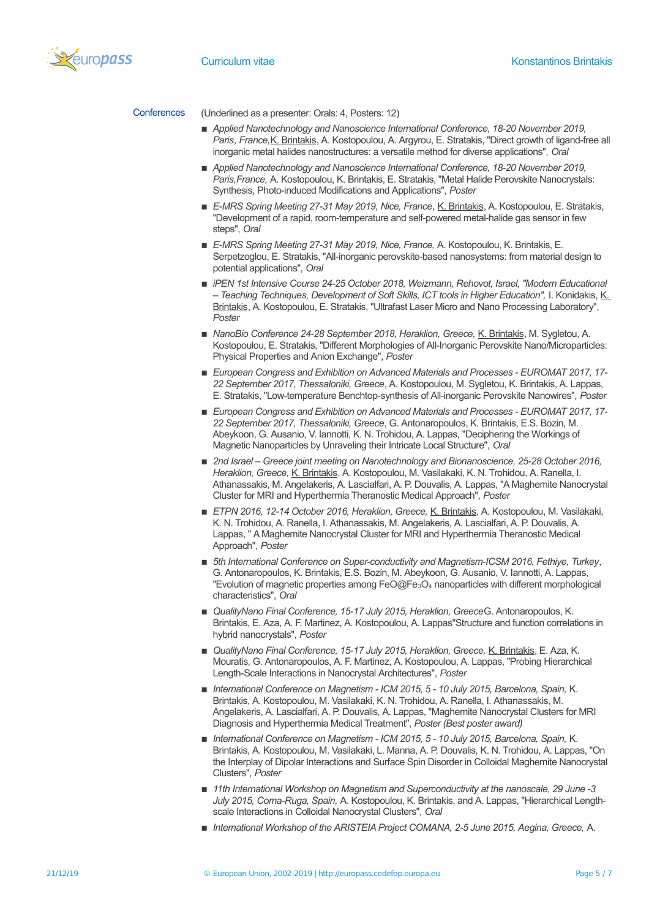## Conferences

(Underlined as a presenter: Orals: 4, Posters: 12)

- *Applied Nanotechnology and Nanoscience International Conference, 18-20 November 2019, Paris, France,* <u>K. Brintakis</u>, A. Kostopoulou, A. Argyrou, E. Stratakis, "Direct growth of ligand-free all inorganic metal halides nanostructures: a versatile method for diverse applications", *Oral*
- *Applied Nanotechnology and Nanoscience International Conference, 18-20 November 2019, Paris,France,* A. Kostopoulou, K. Brintakis, E. Stratakis, "Metal Halide Perovskite Nanocrystals: Synthesis, Photo-induced Modifications and Applications", *Poster*
- *E-MRS Spring Meeting 27-31 May 2019, Nice, France*, <u>K. Brintakis</u>, A. Kostopoulou, E. Stratakis, "Development of a rapid, room-temperature and self-powered metal-halide gas sensor in few steps", *Oral*
- *E-MRS Spring Meeting 27-31 May 2019, Nice, France,* A. Kostopoulou, K. Brintakis, E. Serpetzoglou, E. Stratakis, "All-inorganic perovskite-based nanosystems: from material design to potential applications", *Oral*
- *iPEN 1st Intensive Course 24-25 October 2018, Weizmann, Rehovot, Israel, "Modern Educational – Teaching Techniques, Development of Soft Skills, ICT tools in Higher Education",* I. Konidakis, <u>K. Brintakis</u>, A. Kostopoulou, E. Stratakis, "Ultrafast Laser Micro and Nano Processing Laboratory", *Poster*
- *NanoBio Conference 24-28 September 2018, Heraklion, Greece,* <u>K. Brintakis</u>, M. Sygletou, A. Kostopoulou, E. Stratakis, "Different Morphologies of All-Inorganic Perovskite Nano/Microparticles: Physical Properties and Anion Exchange", *Poster*
- *European Congress and Exhibition on Advanced Materials and Processes - EUROMAT 2017, 17-22 September 2017, Thessaloniki, Greece*, A. Kostopoulou, M. Sygletou, K. Brintakis, A. Lappas, E. Stratakis, "Low-temperature Benchtop-synthesis of All-inorganic Perovskite Nanowires", *Poster*
- *European Congress and Exhibition on Advanced Materials and Processes - EUROMAT 2017, 17-22 September 2017, Thessaloniki, Greece*, G. Antonaropoulos, K. Brintakis, E.S. Bozin, M. Abeykoon, G. Ausanio, V. Iannotti, K. N. Trohidou, A. Lappas, "Deciphering the Workings of Magnetic Nanoparticles by Unraveling their Intricate Local Structure", *Oral*
- *2nd Israel – Greece joint meeting on Nanotechnology and Bionanoscience, 25-28 October 2016, Heraklion, Greece,* <u>K. Brintakis</u>, A. Kostopoulou, M. Vasilakaki, K. N. Trohidou, A. Ranella, I. Athanassakis, M. Angelakeris, A. Lascialfari, A. P. Douvalis, A. Lappas, "A Maghemite Nanocrystal Cluster for MRI and Hyperthermia Theranostic Medical Approach", *Poster*
- *ETPN 2016, 12-14 October 2016, Heraklion, Greece,* <u>K. Brintakis</u>, A. Kostopoulou, M. Vasilakaki, K. N. Trohidou, A. Ranella, I. Athanassakis, M. Angelakeris, A. Lascialfari, A. P. Douvalis, A. Lappas, " A Maghemite Nanocrystal Cluster for MRI and Hyperthermia Theranostic Medical Approach", *Poster*
- *5th International Conference on Super-conductivity and Magnetism-ICSM 2016, Fethiye, Turkey*, G. Antonaropoulos, K. Brintakis, E.S. Bozin, M. Abeykoon, G. Ausanio, V. Iannotti, A. Lappas, "Evolution of magnetic properties among FeO@$Fe_3O_4$ nanoparticles with different morphological characteristics", *Oral*
- *QualityNano Final Conference, 15-17 July 2015, Heraklion, Greece* G. Antonaropoulos, K. Brintakis, E. Aza, A. F. Martinez, A. Kostopoulou, A. Lappas"Structure and function correlations in hybrid nanocrystals", *Poster*
- *QualityNano Final Conference, 15-17 July 2015, Heraklion, Greece,* <u>K. Brintakis</u>, E. Aza, K. Mouratis, G. Antonaropoulos, A. F. Martinez, A. Kostopoulou, A. Lappas, "Probing Hierarchical Length-Scale Interactions in Nanocrystal Architectures", *Poster*
- *International Conference on Magnetism - ICM 2015, 5 - 10 July 2015, Barcelona, Spain,* K. Brintakis, A. Kostopoulou, M. Vasilakaki, K. N. Trohidou, A. Ranella, I. Athanassakis, M. Angelakeris, A. Lascialfari, A. P. Douvalis, A. Lappas, "Maghemite Nanocrystal Clusters for MRI Diagnosis and Hyperthermia Medical Treatment", *Poster (Best poster award)*
- *International Conference on Magnetism - ICM 2015, 5 - 10 July 2015, Barcelona, Spain,* K. Brintakis, A. Kostopoulou, M. Vasilakaki, L. Manna, A. P. Douvalis, K. N. Trohidou, A. Lappas, "On the Interplay of Dipolar Interactions and Surface Spin Disorder in Colloidal Maghemite Nanocrystal Clusters", *Poster*
- *11th International Workshop on Magnetism and Superconductivity at the nanoscale, 29 June -3 July 2015, Coma-Ruga, Spain,* A. Kostopoulou, K. Brintakis, and A. Lappas, "Hierarchical Length-scale Interactions in Colloidal Nanocrystal Clusters", *Oral*
- *International Workshop of the ARISTEIA Project COMANA, 2-5 June 2015, Aegina, Greece,* A.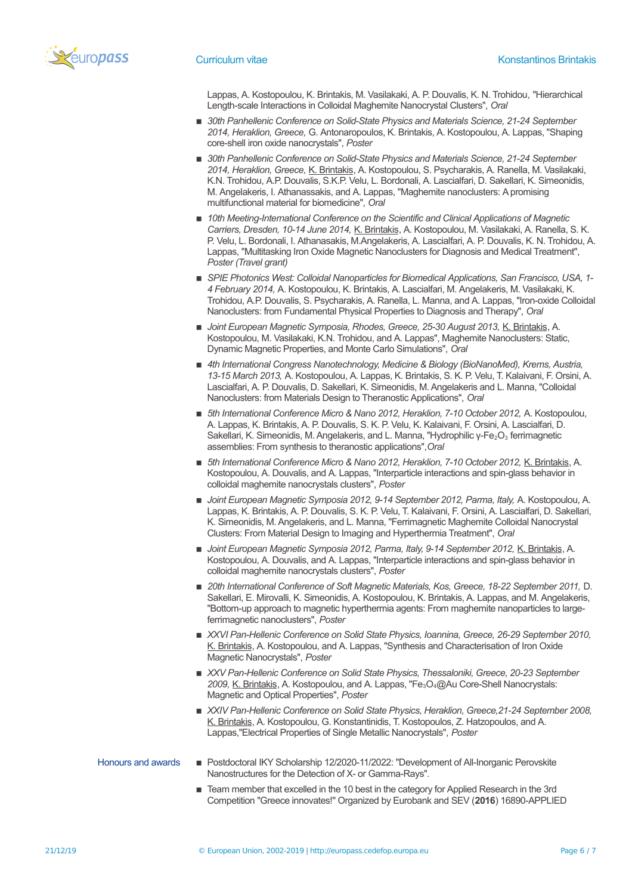Lappas, A. Kostopoulou, K. Brintakis, M. Vasilakaki, A. P. Douvalis, K. N. Trohidou, "Hierarchical Length-scale Interactions in Colloidal Maghemite Nanocrystal Clusters", *Oral*

- *30th Panhellenic Conference on Solid-State Physics and Materials Science, 21-24 September 2014, Heraklion, Greece,* G. Antonaropoulos, K. Brintakis, A. Kostopoulou, A. Lappas, "Shaping core-shell iron oxide nanocrystals", *Poster*
- *30th Panhellenic Conference on Solid-State Physics and Materials Science, 21-24 September 2014, Heraklion, Greece,* K. Brintakis, A. Kostopoulou, S. Psycharakis, A. Ranella, M. Vasilakaki, K.N. Trohidou, A.P. Douvalis, S.K.P. Velu, L. Bordonali, A. Lascialfari, D. Sakellari, K. Simeonidis, M. Angelakeris, I. Athanassakis, and A. Lappas, "Maghemite nanoclusters: A promising multifunctional material for biomedicine", *Oral*
- *10th Meeting-International Conference on the Scientific and Clinical Applications of Magnetic Carriers, Dresden, 10-14 June 2014,* K. Brintakis, A. Kostopoulou, M. Vasilakaki, A. Ranella, A. S. K. P. Velu, L. Bordonali, I. Athanasakis, M.Angelakeris, A. Lascialfari, A. P. Douvalis, K. N. Trohidou, A. Lappas, "Multitasking Iron Oxide Magnetic Nanoclusters for Diagnosis and Medical Treatment", *Poster (Travel grant)*
- *SPIE Photonics West: Colloidal Nanoparticles for Biomedical Applications, San Francisco, USA, 1-4 February 2014,* A. Kostopoulou, K. Brintakis, A. Lascialfari, M. Angelakeris, M. Vasilakaki, K. Trohidou, A.P. Douvalis, S. Psycharakis, A. Ranella, L. Manna, and A. Lappas, "Iron-oxide Colloidal Nanoclusters: from Fundamental Physical Properties to Diagnosis and Therapy", *Oral*
- *Joint European Magnetic Symposia, Rhodes, Greece, 25-30 August 2013,* K. Brintakis, A. Kostopoulou, M. Vasilakaki, K.N. Trohidou, and A. Lappas", Maghemite Nanoclusters: Static, Dynamic Magnetic Properties, and Monte Carlo Simulations", *Oral*
- *4th International Congress Nanotechnology, Medicine & Biology (BioNanoMed), Krems, Austria, 13-15 March 2013,* A. Kostopoulou, A. Lappas, K. Brintakis, S. K. P. Velu, T. Kalaivani, F. Orsini, A. Lascialfari, A. P. Douvalis, D. Sakellari, K. Simeonidis, M. Angelakeris and L. Manna, "Colloidal Nanoclusters: from Materials Design to Theranostic Applications", *Oral*
- *5th International Conference Micro & Nano 2012, Heraklion, 7-10 October 2012,* A. Kostopoulou, A. Lappas, K. Brintakis, A. P. Douvalis, S. K. P. Velu, K. Kalaivani, F. Orsini, A. Lascialfari, D. Sakellari, K. Simeonidis, M. Angelakeris, and L. Manna, "Hydrophilic γ-$Fe_2O_3$ ferrimagnetic assemblies: From synthesis to theranostic applications",*Oral*
- *5th International Conference Micro & Nano 2012, Heraklion, 7-10 October 2012,* K. Brintakis, A. Kostopoulou, A. Douvalis, and A. Lappas, "Interparticle interactions and spin-glass behavior in colloidal maghemite nanocrystals clusters", *Poster*
- *Joint European Magnetic Symposia 2012, 9-14 September 2012, Parma, Italy,* A. Kostopoulou, A. Lappas, K. Brintakis, A. P. Douvalis, S. K. P. Velu, T. Kalaivani, F. Orsini, A. Lascialfari, D. Sakellari, K. Simeonidis, M. Angelakeris, and L. Manna, "Ferrimagnetic Maghemite Colloidal Nanocrystal Clusters: From Material Design to Imaging and Hyperthermia Treatment", *Oral*
- *Joint European Magnetic Symposia 2012, Parma, Italy, 9-14 September 2012,* K. Brintakis, A. Kostopoulou, A. Douvalis, and A. Lappas, "Interparticle interactions and spin-glass behavior in colloidal maghemite nanocrystals clusters", *Poster*
- *20th International Conference of Soft Magnetic Materials, Kos, Greece, 18-22 September 2011,* D. Sakellari, E. Mirovalli, K. Simeonidis, A. Kostopoulou, K. Brintakis, A. Lappas, and M. Angelakeris, "Bottom-up approach to magnetic hyperthermia agents: From maghemite nanoparticles to large-ferrimagnetic nanoclusters", *Poster*
- *XXVI Pan-Hellenic Conference on Solid State Physics, Ioannina, Greece, 26-29 September 2010,* K. Brintakis, A. Kostopoulou, and A. Lappas, "Synthesis and Characterisation of Iron Oxide Magnetic Nanocrystals", *Poster*
- *XXV Pan-Hellenic Conference on Solid State Physics, Thessaloniki, Greece, 20-23 September 2009,* K. Brintakis, A. Kostopoulou, and A. Lappas, "$Fe_3O_4$@Au Core-Shell Nanocrystals: Magnetic and Optical Properties", *Poster*
- *XXIV Pan-Hellenic Conference on Solid State Physics, Heraklion, Greece,21-24 September 2008,* K. Brintakis, A. Kostopoulou, G. Konstantinidis, T. Kostopoulos, Z. Hatzopoulos, and A. Lappas,"Electrical Properties of Single Metallic Nanocrystals", *Poster*

## Honours and awards

- Postdoctoral IKY Scholarship 12/2020-11/2022: "Development of All-Inorganic Perovskite Nanostructures for the Detection of X- or Gamma-Rays".
- Team member that excelled in the 10 best in the category for Applied Research in the 3rd Competition "Greece innovates!" Organized by Eurobank and SEV (**2016**) 16890-APPLIED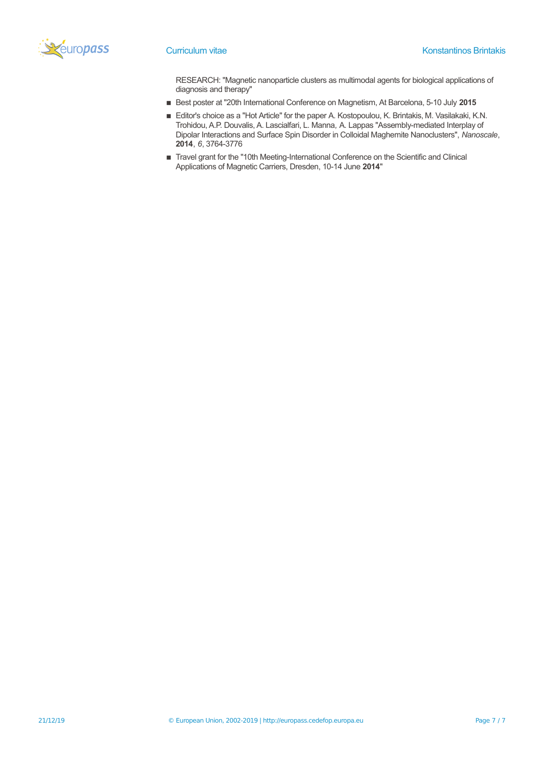RESEARCH: "Magnetic nanoparticle clusters as multimodal agents for biological applications of diagnosis and therapy"

- Best poster at "20th International Conference on Magnetism, At Barcelona, 5-10 July **2015**
- Editor's choice as a "Hot Article" for the paper A. Kostopoulou, K. Brintakis, M. Vasilakaki, K.N. Trohidou, A.P. Douvalis, A. Lascialfari, L. Manna, A. Lappas "Assembly-mediated Interplay of Dipolar Interactions and Surface Spin Disorder in Colloidal Maghemite Nanoclusters", *Nanoscale*, **2014**, *6*, 3764-3776
- Travel grant for the "10th Meeting-International Conference on the Scientific and Clinical Applications of Magnetic Carriers, Dresden, 10-14 June **2014**"